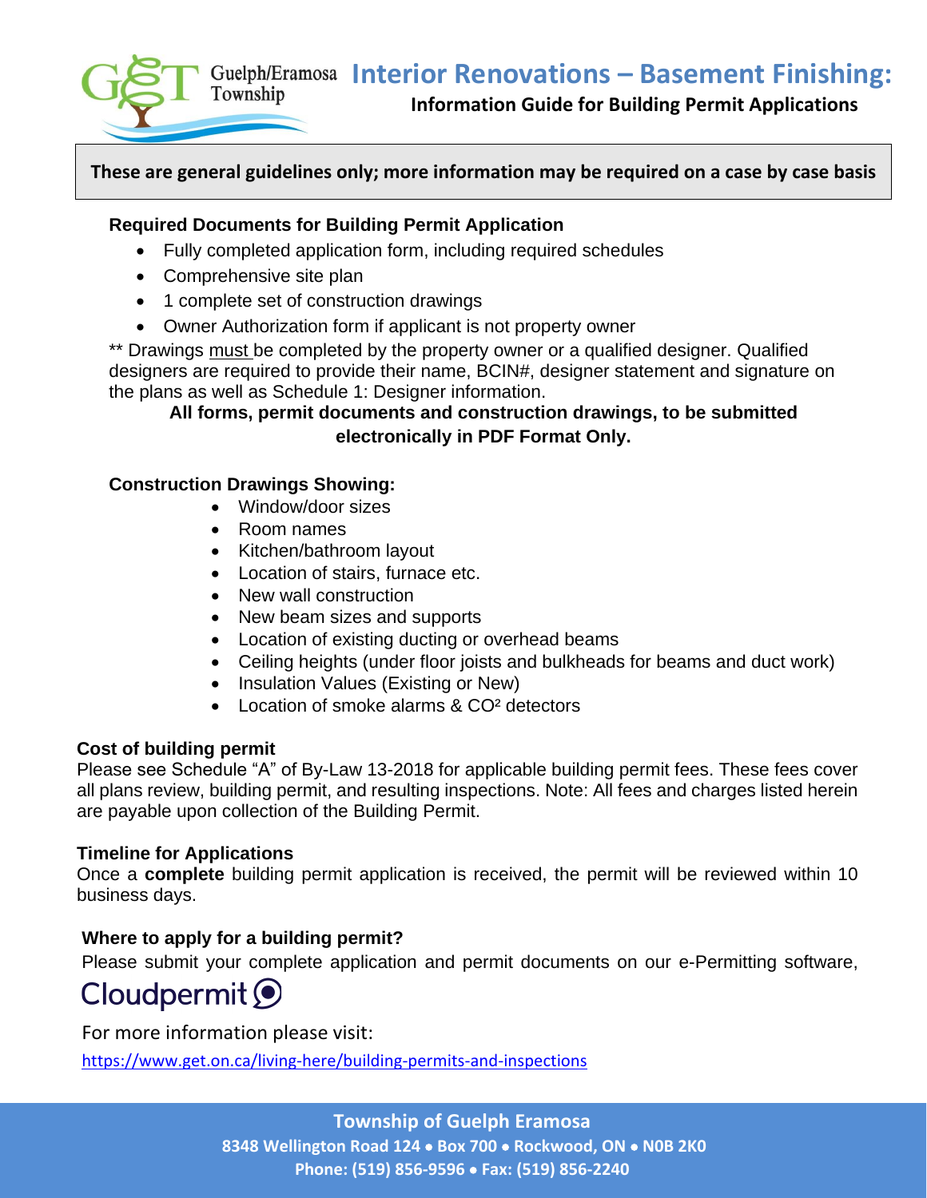Guelph/Eramosa Township

# Interior Renovations – Basement Finishing:

**Information Guide for Building Permit Applications**

**These are general guidelines only; more information may be required on a case by case basis**

### Required Documents for Building Permit Application

- Fully completed application form, including required schedules
- Comprehensive site plan
- 1 complete set of construction drawings
- Owner Authorization form if applicant is not property owner

** Drawings must be completed by the property owner or a qualified designer. Qualified designers are required to provide their name, BCIN#, designer statement and signature on the plans as well as Schedule 1: Designer information.

**All forms, permit documents and construction drawings, to be submitted electronically in PDF Format Only.**

### Construction Drawings Showing:

- Window/door sizes
- Room names
- Kitchen/bathroom layout
- Location of stairs, furnace etc.
- New wall construction
- New beam sizes and supports
- Location of existing ducting or overhead beams
- Ceiling heights (under floor joists and bulkheads for beams and duct work)
- Insulation Values (Existing or New)
- Location of smoke alarms & $CO^2$ detectors

### Cost of building permit

Please see Schedule "A" of By-Law 13-2018 for applicable building permit fees. These fees cover all plans review, building permit, and resulting inspections. Note: All fees and charges listed herein are payable upon collection of the Building Permit.

### Timeline for Applications

Once a **complete** building permit application is received, the permit will be reviewed within 10 business days.

### Where to apply for a building permit?

Please submit your complete application and permit documents on our e-Permitting software, Cloudpermit

For more information please visit:

https://www.get.on.ca/living-here/building-permits-and-inspections

**Township of Guelph Eramosa**
**8348 Wellington Road 124 • Box 700 • Rockwood, ON • N0B 2K0**
**Phone: (519) 856-9596 • Fax: (519) 856-2240**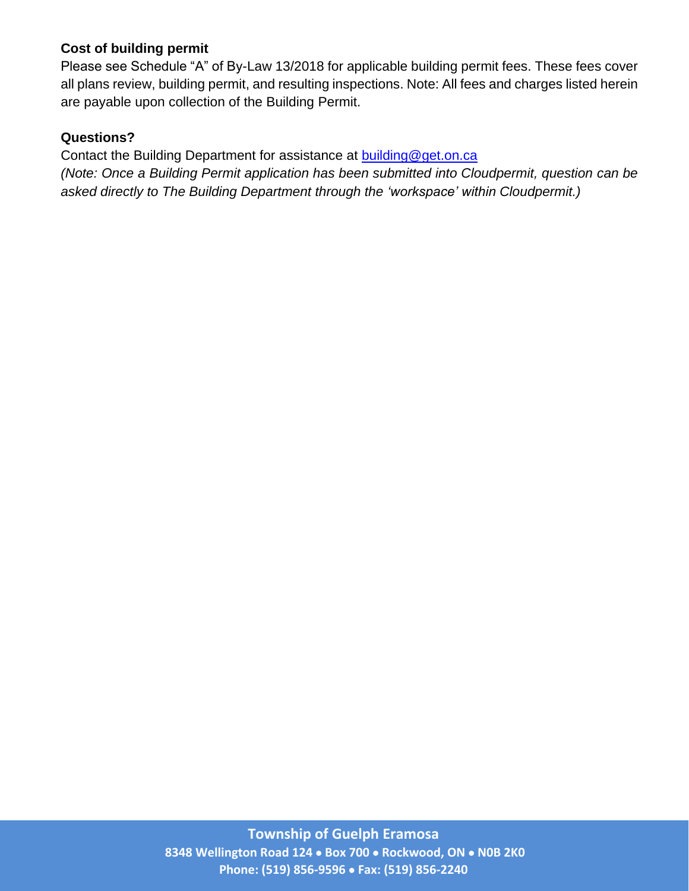**Cost of building permit**

Please see Schedule “A” of By-Law 13/2018 for applicable building permit fees. These fees cover all plans review, building permit, and resulting inspections. Note: All fees and charges listed herein are payable upon collection of the Building Permit.

**Questions?**

Contact the Building Department for assistance at building@get.on.ca

*(Note: Once a Building Permit application has been submitted into Cloudpermit, question can be asked directly to The Building Department through the ‘workspace’ within Cloudpermit.)*